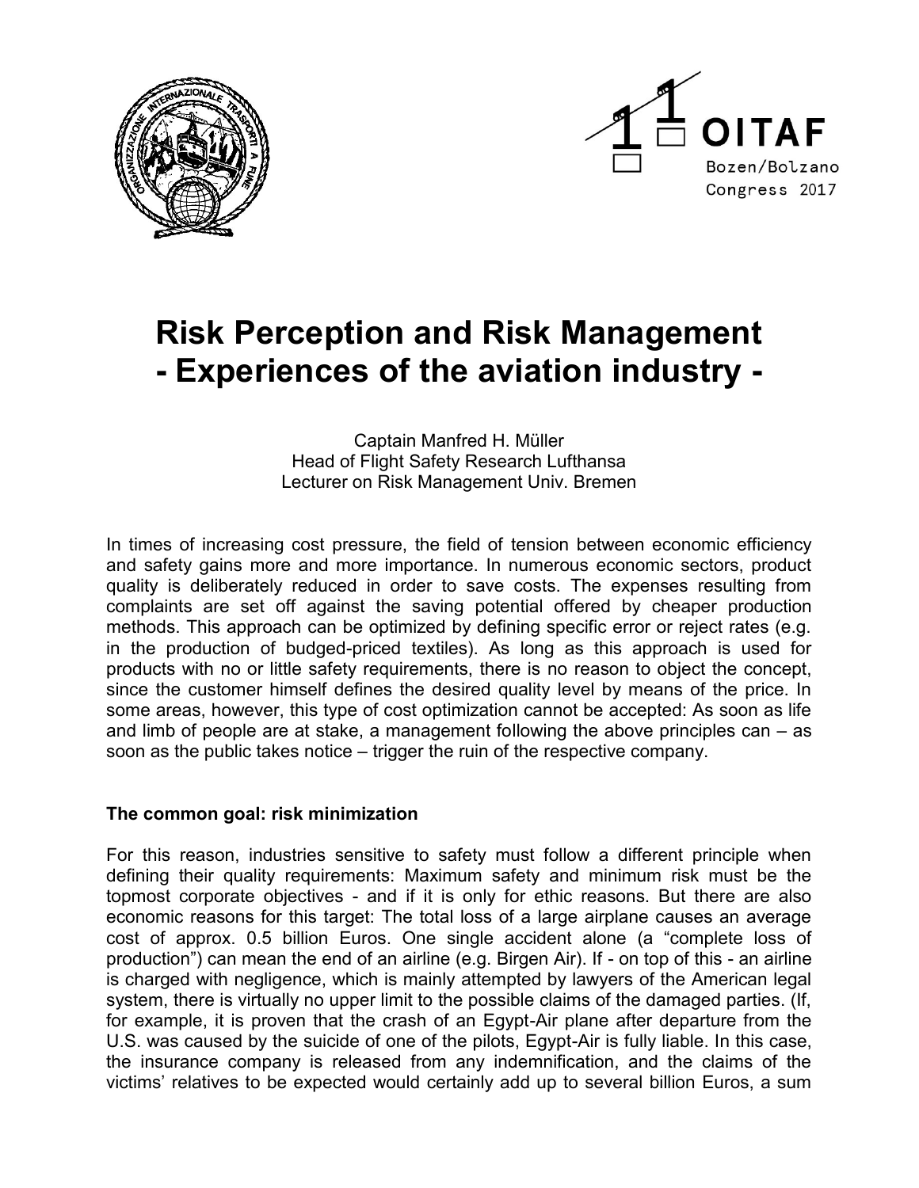# Risk Perception and Risk Management - Experiences of the aviation industry -

Captain Manfred H. Müller
Head of Flight Safety Research Lufthansa
Lecturer on Risk Management Univ. Bremen

In times of increasing cost pressure, the field of tension between economic efficiency and safety gains more and more importance. In numerous economic sectors, product quality is deliberately reduced in order to save costs. The expenses resulting from complaints are set off against the saving potential offered by cheaper production methods. This approach can be optimized by defining specific error or reject rates (e.g. in the production of budged-priced textiles). As long as this approach is used for products with no or little safety requirements, there is no reason to object the concept, since the customer himself defines the desired quality level by means of the price. In some areas, however, this type of cost optimization cannot be accepted: As soon as life and limb of people are at stake, a management following the above principles can – as soon as the public takes notice – trigger the ruin of the respective company.

**The common goal: risk minimization**

For this reason, industries sensitive to safety must follow a different principle when defining their quality requirements: Maximum safety and minimum risk must be the topmost corporate objectives - and if it is only for ethic reasons. But there are also economic reasons for this target: The total loss of a large airplane causes an average cost of approx. 0.5 billion Euros. One single accident alone (a "complete loss of production") can mean the end of an airline (e.g. Birgen Air). If - on top of this - an airline is charged with negligence, which is mainly attempted by lawyers of the American legal system, there is virtually no upper limit to the possible claims of the damaged parties. (If, for example, it is proven that the crash of an Egypt-Air plane after departure from the U.S. was caused by the suicide of one of the pilots, Egypt-Air is fully liable. In this case, the insurance company is released from any indemnification, and the claims of the victims' relatives to be expected would certainly add up to several billion Euros, a sum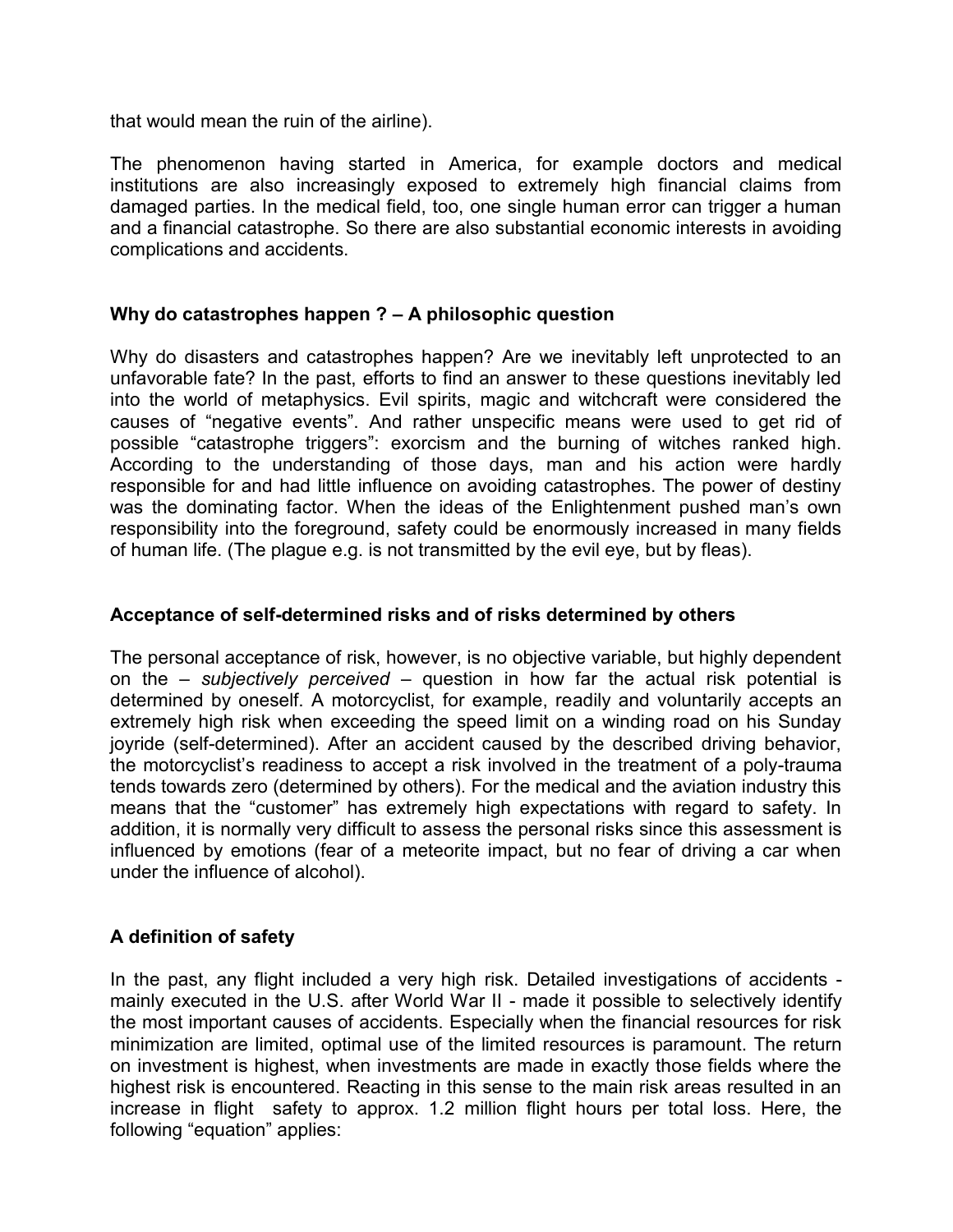that would mean the ruin of the airline).

The phenomenon having started in America, for example doctors and medical institutions are also increasingly exposed to extremely high financial claims from damaged parties. In the medical field, too, one single human error can trigger a human and a financial catastrophe. So there are also substantial economic interests in avoiding complications and accidents.

## Why do catastrophes happen ? – A philosophic question

Why do disasters and catastrophes happen? Are we inevitably left unprotected to an unfavorable fate? In the past, efforts to find an answer to these questions inevitably led into the world of metaphysics. Evil spirits, magic and witchcraft were considered the causes of "negative events". And rather unspecific means were used to get rid of possible "catastrophe triggers": exorcism and the burning of witches ranked high. According to the understanding of those days, man and his action were hardly responsible for and had little influence on avoiding catastrophes. The power of destiny was the dominating factor. When the ideas of the Enlightenment pushed man's own responsibility into the foreground, safety could be enormously increased in many fields of human life. (The plague e.g. is not transmitted by the evil eye, but by fleas).

## Acceptance of self-determined risks and of risks determined by others

The personal acceptance of risk, however, is no objective variable, but highly dependent on the – *subjectively perceived* – question in how far the actual risk potential is determined by oneself. A motorcyclist, for example, readily and voluntarily accepts an extremely high risk when exceeding the speed limit on a winding road on his Sunday joyride (self-determined). After an accident caused by the described driving behavior, the motorcyclist's readiness to accept a risk involved in the treatment of a poly-trauma tends towards zero (determined by others). For the medical and the aviation industry this means that the "customer" has extremely high expectations with regard to safety. In addition, it is normally very difficult to assess the personal risks since this assessment is influenced by emotions (fear of a meteorite impact, but no fear of driving a car when under the influence of alcohol).

## A definition of safety

In the past, any flight included a very high risk. Detailed investigations of accidents - mainly executed in the U.S. after World War II - made it possible to selectively identify the most important causes of accidents. Especially when the financial resources for risk minimization are limited, optimal use of the limited resources is paramount. The return on investment is highest, when investments are made in exactly those fields where the highest risk is encountered. Reacting in this sense to the main risk areas resulted in an increase in flight safety to approx. 1.2 million flight hours per total loss. Here, the following "equation" applies: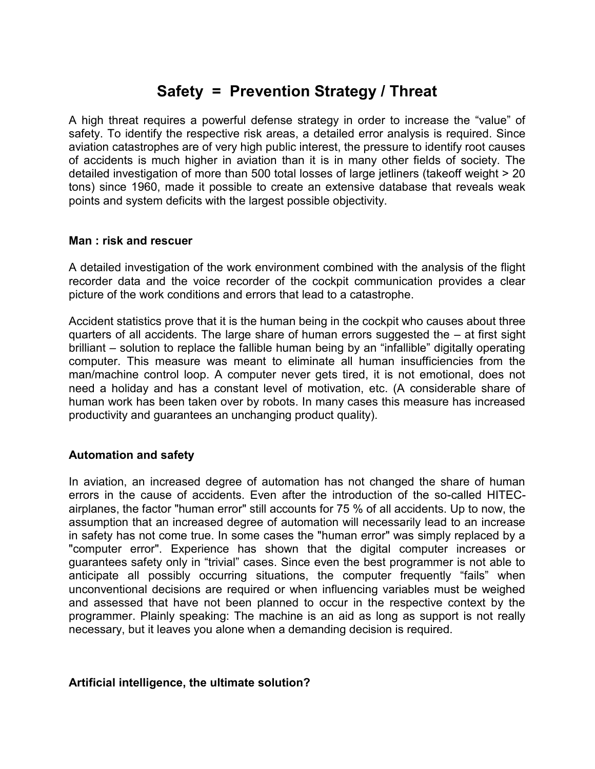# Safety = Prevention Strategy / Threat

A high threat requires a powerful defense strategy in order to increase the "value" of safety. To identify the respective risk areas, a detailed error analysis is required. Since aviation catastrophes are of very high public interest, the pressure to identify root causes of accidents is much higher in aviation than it is in many other fields of society. The detailed investigation of more than 500 total losses of large jetliners (takeoff weight > 20 tons) since 1960, made it possible to create an extensive database that reveals weak points and system deficits with the largest possible objectivity.

## Man : risk and rescuer

A detailed investigation of the work environment combined with the analysis of the flight recorder data and the voice recorder of the cockpit communication provides a clear picture of the work conditions and errors that lead to a catastrophe.

Accident statistics prove that it is the human being in the cockpit who causes about three quarters of all accidents. The large share of human errors suggested the – at first sight brilliant – solution to replace the fallible human being by an "infallible" digitally operating computer. This measure was meant to eliminate all human insufficiencies from the man/machine control loop. A computer never gets tired, it is not emotional, does not need a holiday and has a constant level of motivation, etc. (A considerable share of human work has been taken over by robots. In many cases this measure has increased productivity and guarantees an unchanging product quality).

## Automation and safety

In aviation, an increased degree of automation has not changed the share of human errors in the cause of accidents. Even after the introduction of the so-called HITEC-airplanes, the factor "human error" still accounts for 75 % of all accidents. Up to now, the assumption that an increased degree of automation will necessarily lead to an increase in safety has not come true. In some cases the "human error" was simply replaced by a "computer error". Experience has shown that the digital computer increases or guarantees safety only in "trivial" cases. Since even the best programmer is not able to anticipate all possibly occurring situations, the computer frequently "fails" when unconventional decisions are required or when influencing variables must be weighed and assessed that have not been planned to occur in the respective context by the programmer. Plainly speaking: The machine is an aid as long as support is not really necessary, but it leaves you alone when a demanding decision is required.

## Artificial intelligence, the ultimate solution?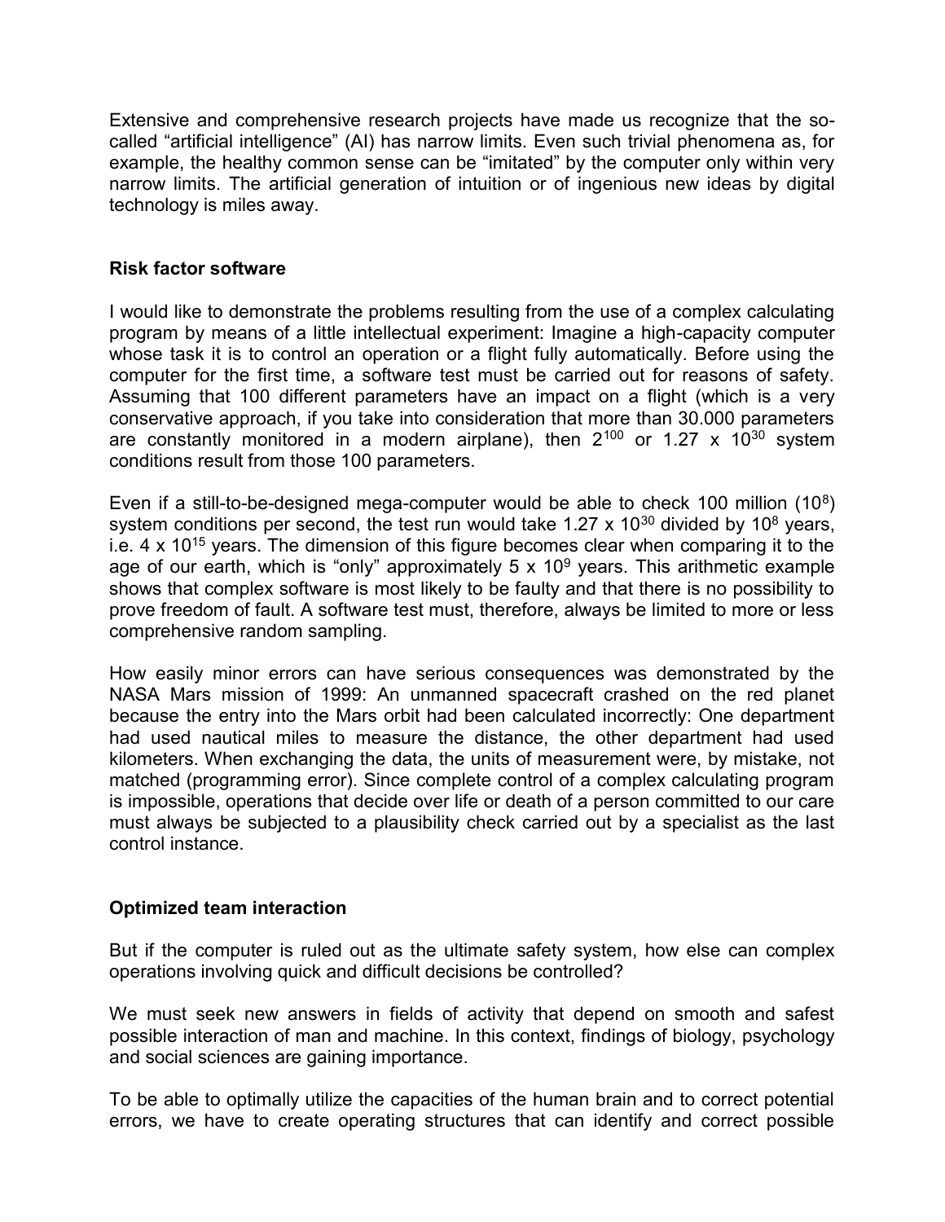Extensive and comprehensive research projects have made us recognize that the so-called “artificial intelligence” (AI) has narrow limits. Even such trivial phenomena as, for example, the healthy common sense can be “imitated” by the computer only within very narrow limits. The artificial generation of intuition or of ingenious new ideas by digital technology is miles away.

**Risk factor software**

I would like to demonstrate the problems resulting from the use of a complex calculating program by means of a little intellectual experiment: Imagine a high-capacity computer whose task it is to control an operation or a flight fully automatically. Before using the computer for the first time, a software test must be carried out for reasons of safety. Assuming that 100 different parameters have an impact on a flight (which is a very conservative approach, if you take into consideration that more than 30.000 parameters are constantly monitored in a modern airplane), then $2^{100}$ or $1.27 \times 10^{30}$ system conditions result from those 100 parameters.

Even if a still-to-be-designed mega-computer would be able to check 100 million ($10^{8}$) system conditions per second, the test run would take $1.27 \times 10^{30}$ divided by $10^{8}$ years, i.e. $4 \times 10^{15}$ years. The dimension of this figure becomes clear when comparing it to the age of our earth, which is “only” approximately $5 \times 10^{9}$ years. This arithmetic example shows that complex software is most likely to be faulty and that there is no possibility to prove freedom of fault. A software test must, therefore, always be limited to more or less comprehensive random sampling.

How easily minor errors can have serious consequences was demonstrated by the NASA Mars mission of 1999: An unmanned spacecraft crashed on the red planet because the entry into the Mars orbit had been calculated incorrectly: One department had used nautical miles to measure the distance, the other department had used kilometers. When exchanging the data, the units of measurement were, by mistake, not matched (programming error). Since complete control of a complex calculating program is impossible, operations that decide over life or death of a person committed to our care must always be subjected to a plausibility check carried out by a specialist as the last control instance.

**Optimized team interaction**

But if the computer is ruled out as the ultimate safety system, how else can complex operations involving quick and difficult decisions be controlled?

We must seek new answers in fields of activity that depend on smooth and safest possible interaction of man and machine. In this context, findings of biology, psychology and social sciences are gaining importance.

To be able to optimally utilize the capacities of the human brain and to correct potential errors, we have to create operating structures that can identify and correct possible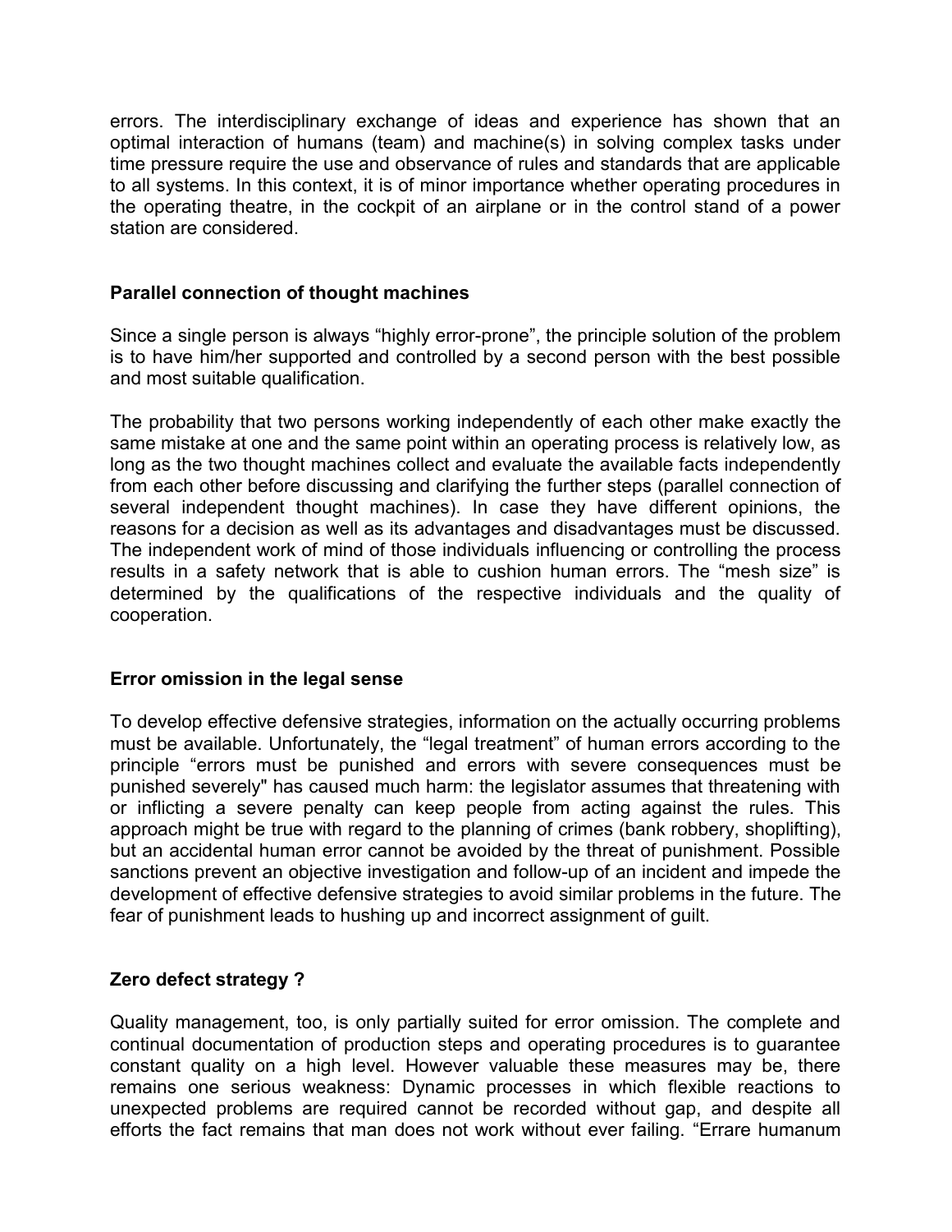errors. The interdisciplinary exchange of ideas and experience has shown that an optimal interaction of humans (team) and machine(s) in solving complex tasks under time pressure require the use and observance of rules and standards that are applicable to all systems. In this context, it is of minor importance whether operating procedures in the operating theatre, in the cockpit of an airplane or in the control stand of a power station are considered.

**Parallel connection of thought machines**

Since a single person is always "highly error-prone", the principle solution of the problem is to have him/her supported and controlled by a second person with the best possible and most suitable qualification.

The probability that two persons working independently of each other make exactly the same mistake at one and the same point within an operating process is relatively low, as long as the two thought machines collect and evaluate the available facts independently from each other before discussing and clarifying the further steps (parallel connection of several independent thought machines). In case they have different opinions, the reasons for a decision as well as its advantages and disadvantages must be discussed. The independent work of mind of those individuals influencing or controlling the process results in a safety network that is able to cushion human errors. The "mesh size" is determined by the qualifications of the respective individuals and the quality of cooperation.

**Error omission in the legal sense**

To develop effective defensive strategies, information on the actually occurring problems must be available. Unfortunately, the "legal treatment" of human errors according to the principle "errors must be punished and errors with severe consequences must be punished severely" has caused much harm: the legislator assumes that threatening with or inflicting a severe penalty can keep people from acting against the rules. This approach might be true with regard to the planning of crimes (bank robbery, shoplifting), but an accidental human error cannot be avoided by the threat of punishment. Possible sanctions prevent an objective investigation and follow-up of an incident and impede the development of effective defensive strategies to avoid similar problems in the future. The fear of punishment leads to hushing up and incorrect assignment of guilt.

**Zero defect strategy ?**

Quality management, too, is only partially suited for error omission. The complete and continual documentation of production steps and operating procedures is to guarantee constant quality on a high level. However valuable these measures may be, there remains one serious weakness: Dynamic processes in which flexible reactions to unexpected problems are required cannot be recorded without gap, and despite all efforts the fact remains that man does not work without ever failing. "Errare humanum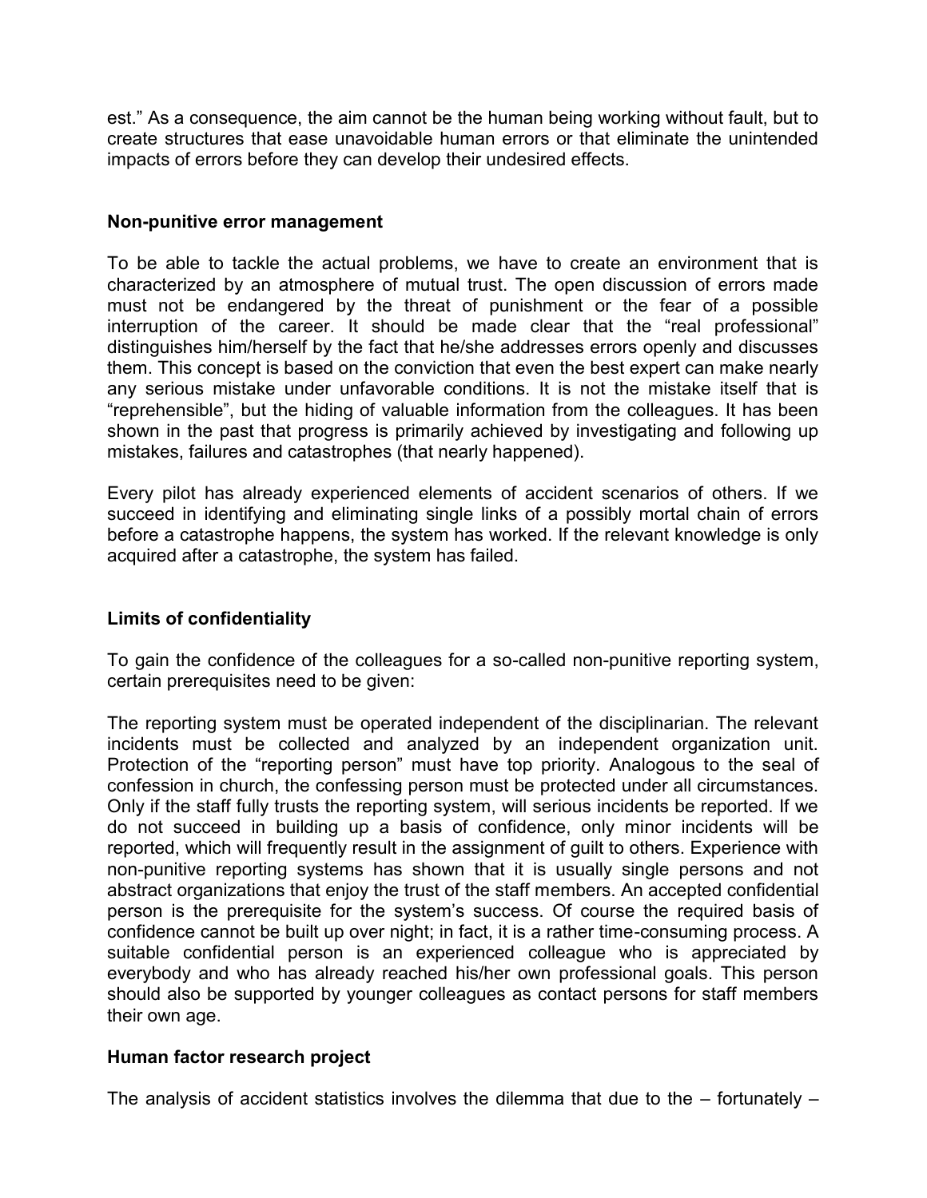est." As a consequence, the aim cannot be the human being working without fault, but to create structures that ease unavoidable human errors or that eliminate the unintended impacts of errors before they can develop their undesired effects.

## Non-punitive error management

To be able to tackle the actual problems, we have to create an environment that is characterized by an atmosphere of mutual trust. The open discussion of errors made must not be endangered by the threat of punishment or the fear of a possible interruption of the career. It should be made clear that the "real professional" distinguishes him/herself by the fact that he/she addresses errors openly and discusses them. This concept is based on the conviction that even the best expert can make nearly any serious mistake under unfavorable conditions. It is not the mistake itself that is "reprehensible", but the hiding of valuable information from the colleagues. It has been shown in the past that progress is primarily achieved by investigating and following up mistakes, failures and catastrophes (that nearly happened).

Every pilot has already experienced elements of accident scenarios of others. If we succeed in identifying and eliminating single links of a possibly mortal chain of errors before a catastrophe happens, the system has worked. If the relevant knowledge is only acquired after a catastrophe, the system has failed.

## Limits of confidentiality

To gain the confidence of the colleagues for a so-called non-punitive reporting system, certain prerequisites need to be given:

The reporting system must be operated independent of the disciplinarian. The relevant incidents must be collected and analyzed by an independent organization unit. Protection of the "reporting person" must have top priority. Analogous to the seal of confession in church, the confessing person must be protected under all circumstances. Only if the staff fully trusts the reporting system, will serious incidents be reported. If we do not succeed in building up a basis of confidence, only minor incidents will be reported, which will frequently result in the assignment of guilt to others. Experience with non-punitive reporting systems has shown that it is usually single persons and not abstract organizations that enjoy the trust of the staff members. An accepted confidential person is the prerequisite for the system's success. Of course the required basis of confidence cannot be built up over night; in fact, it is a rather time-consuming process. A suitable confidential person is an experienced colleague who is appreciated by everybody and who has already reached his/her own professional goals. This person should also be supported by younger colleagues as contact persons for staff members their own age.

## Human factor research project

The analysis of accident statistics involves the dilemma that due to the – fortunately –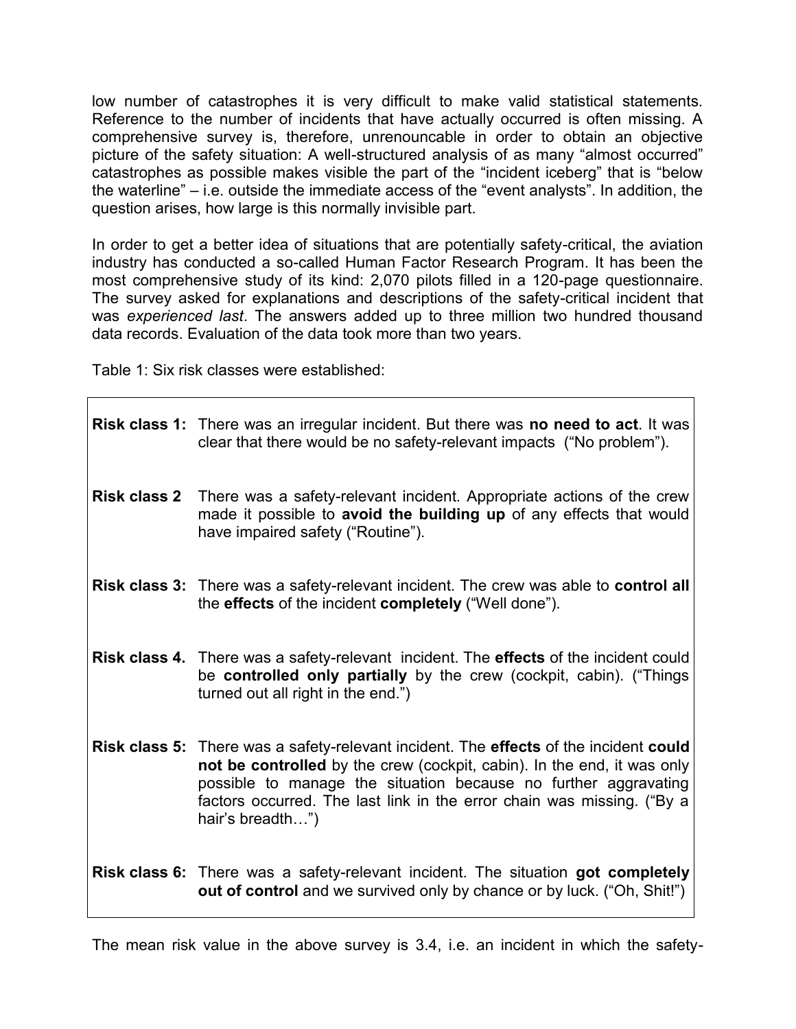low number of catastrophes it is very difficult to make valid statistical statements. Reference to the number of incidents that have actually occurred is often missing. A comprehensive survey is, therefore, unrenouncable in order to obtain an objective picture of the safety situation: A well-structured analysis of as many "almost occurred" catastrophes as possible makes visible the part of the "incident iceberg" that is "below the waterline" – i.e. outside the immediate access of the "event analysts". In addition, the question arises, how large is this normally invisible part.

In order to get a better idea of situations that are potentially safety-critical, the aviation industry has conducted a so-called Human Factor Research Program. It has been the most comprehensive study of its kind: 2,070 pilots filled in a 120-page questionnaire. The survey asked for explanations and descriptions of the safety-critical incident that was *experienced last*. The answers added up to three million two hundred thousand data records. Evaluation of the data took more than two years.

Table 1: Six risk classes were established:

| | |
|---|---|
| **Risk class 1:** | There was an irregular incident. But there was **no need to act**. It was clear that there would be no safety-relevant impacts ("No problem"). |
| **Risk class 2** | There was a safety-relevant incident. Appropriate actions of the crew made it possible to **avoid the building up** of any effects that would have impaired safety ("Routine"). |
| **Risk class 3:** | There was a safety-relevant incident. The crew was able to **control all** the **effects** of the incident **completely** ("Well done"). |
| **Risk class 4.** | There was a safety-relevant incident. The **effects** of the incident could be **controlled only partially** by the crew (cockpit, cabin). ("Things turned out all right in the end.") |
| **Risk class 5:** | There was a safety-relevant incident. The **effects** of the incident **could not be controlled** by the crew (cockpit, cabin). In the end, it was only possible to manage the situation because no further aggravating factors occurred. The last link in the error chain was missing. ("By a hair's breadth…") |
| **Risk class 6:** | There was a safety-relevant incident. The situation **got completely out of control** and we survived only by chance or by luck. ("Oh, Shit!") |

The mean risk value in the above survey is 3.4, i.e. an incident in which the safety-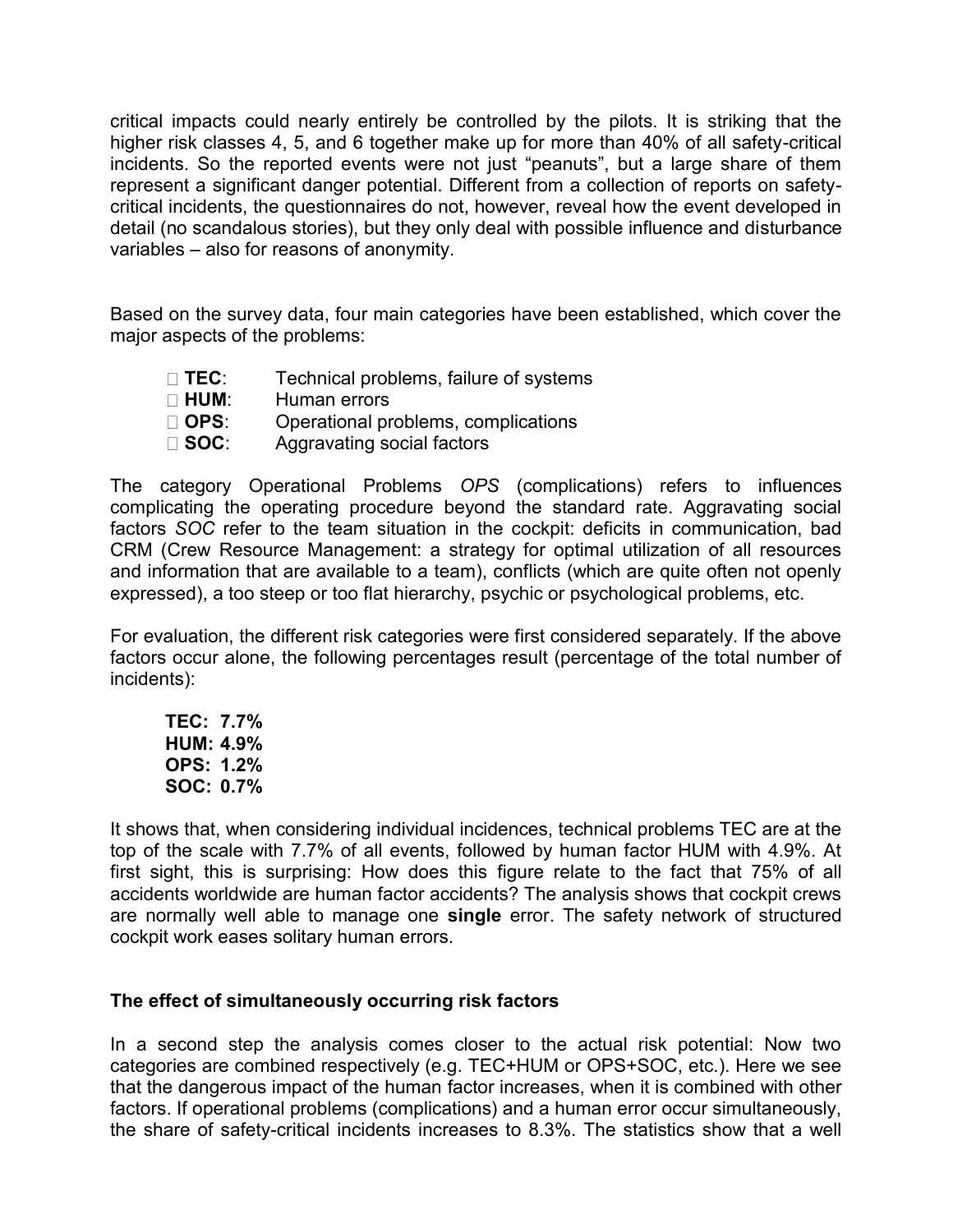critical impacts could nearly entirely be controlled by the pilots. It is striking that the higher risk classes 4, 5, and 6 together make up for more than 40% of all safety-critical incidents. So the reported events were not just “peanuts”, but a large share of them represent a significant danger potential. Different from a collection of reports on safety-critical incidents, the questionnaires do not, however, reveal how the event developed in detail (no scandalous stories), but they only deal with possible influence and disturbance variables – also for reasons of anonymity.

Based on the survey data, four main categories have been established, which cover the major aspects of the problems:

- **TEC**: Technical problems, failure of systems
- **HUM**: Human errors
- **OPS**: Operational problems, complications
- **SOC**: Aggravating social factors

The category Operational Problems *OPS* (complications) refers to influences complicating the operating procedure beyond the standard rate. Aggravating social factors *SOC* refer to the team situation in the cockpit: deficits in communication, bad CRM (Crew Resource Management: a strategy for optimal utilization of all resources and information that are available to a team), conflicts (which are quite often not openly expressed), a too steep or too flat hierarchy, psychic or psychological problems, etc.

For evaluation, the different risk categories were first considered separately. If the above factors occur alone, the following percentages result (percentage of the total number of incidents):

**TEC: 7.7%**
**HUM: 4.9%**
**OPS: 1.2%**
**SOC: 0.7%**

It shows that, when considering individual incidences, technical problems TEC are at the top of the scale with 7.7% of all events, followed by human factor HUM with 4.9%. At first sight, this is surprising: How does this figure relate to the fact that 75% of all accidents worldwide are human factor accidents? The analysis shows that cockpit crews are normally well able to manage one **single** error. The safety network of structured cockpit work eases solitary human errors.

### The effect of simultaneously occurring risk factors

In a second step the analysis comes closer to the actual risk potential: Now two categories are combined respectively (e.g. TEC+HUM or OPS+SOC, etc.). Here we see that the dangerous impact of the human factor increases, when it is combined with other factors. If operational problems (complications) and a human error occur simultaneously, the share of safety-critical incidents increases to 8.3%. The statistics show that a well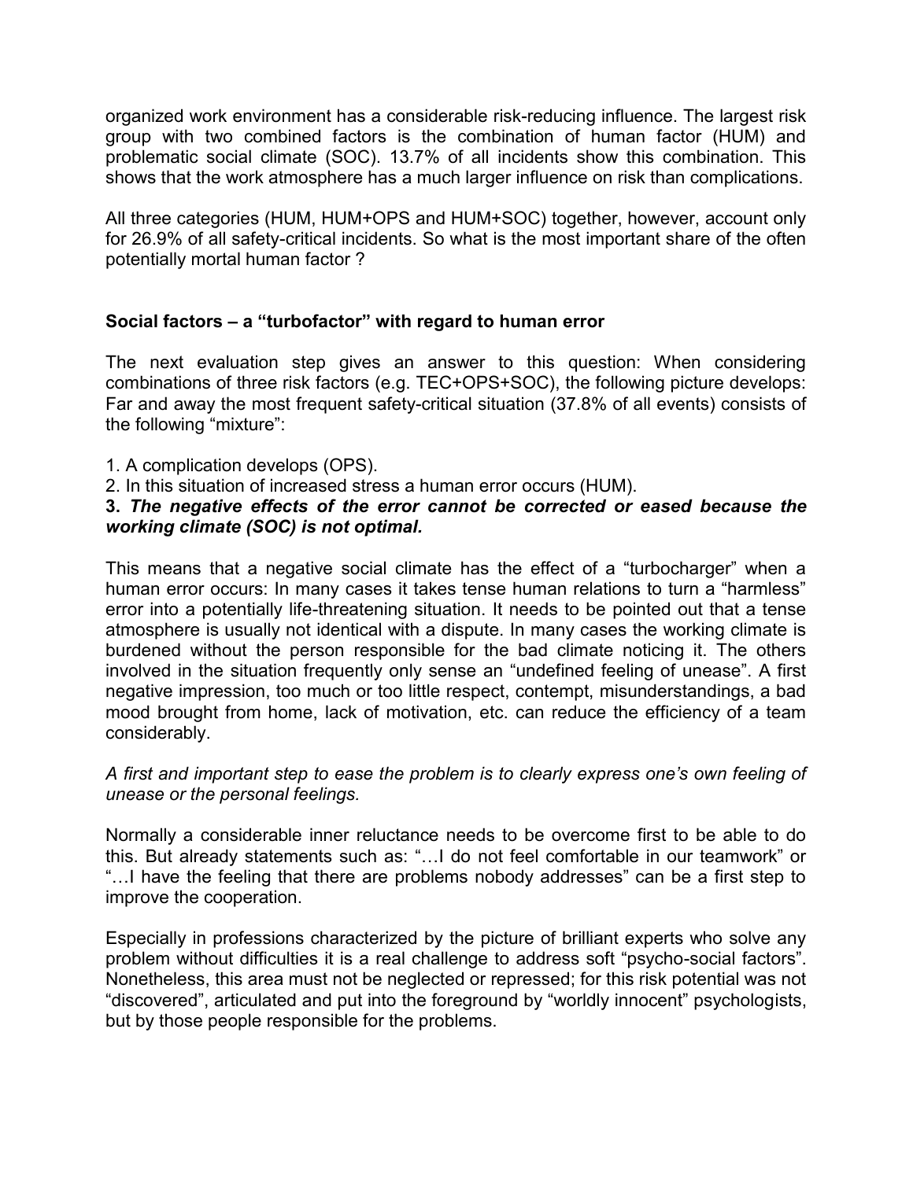organized work environment has a considerable risk-reducing influence. The largest risk group with two combined factors is the combination of human factor (HUM) and problematic social climate (SOC). 13.7% of all incidents show this combination. This shows that the work atmosphere has a much larger influence on risk than complications.

All three categories (HUM, HUM+OPS and HUM+SOC) together, however, account only for 26.9% of all safety-critical incidents. So what is the most important share of the often potentially mortal human factor ?

**Social factors – a "turbofactor" with regard to human error**

The next evaluation step gives an answer to this question: When considering combinations of three risk factors (e.g. TEC+OPS+SOC), the following picture develops: Far and away the most frequent safety-critical situation (37.8% of all events) consists of the following "mixture":

1. A complication develops (OPS).
2. In this situation of increased stress a human error occurs (HUM).
3. ***The negative effects of the error cannot be corrected or eased because the working climate (SOC) is not optimal.***

This means that a negative social climate has the effect of a "turbocharger" when a human error occurs: In many cases it takes tense human relations to turn a "harmless" error into a potentially life-threatening situation. It needs to be pointed out that a tense atmosphere is usually not identical with a dispute. In many cases the working climate is burdened without the person responsible for the bad climate noticing it. The others involved in the situation frequently only sense an "undefined feeling of unease". A first negative impression, too much or too little respect, contempt, misunderstandings, a bad mood brought from home, lack of motivation, etc. can reduce the efficiency of a team considerably.

*A first and important step to ease the problem is to clearly express one's own feeling of unease or the personal feelings.*

Normally a considerable inner reluctance needs to be overcome first to be able to do this. But already statements such as: "…I do not feel comfortable in our teamwork" or "…I have the feeling that there are problems nobody addresses" can be a first step to improve the cooperation.

Especially in professions characterized by the picture of brilliant experts who solve any problem without difficulties it is a real challenge to address soft "psycho-social factors". Nonetheless, this area must not be neglected or repressed; for this risk potential was not "discovered", articulated and put into the foreground by "worldly innocent" psychologists, but by those people responsible for the problems.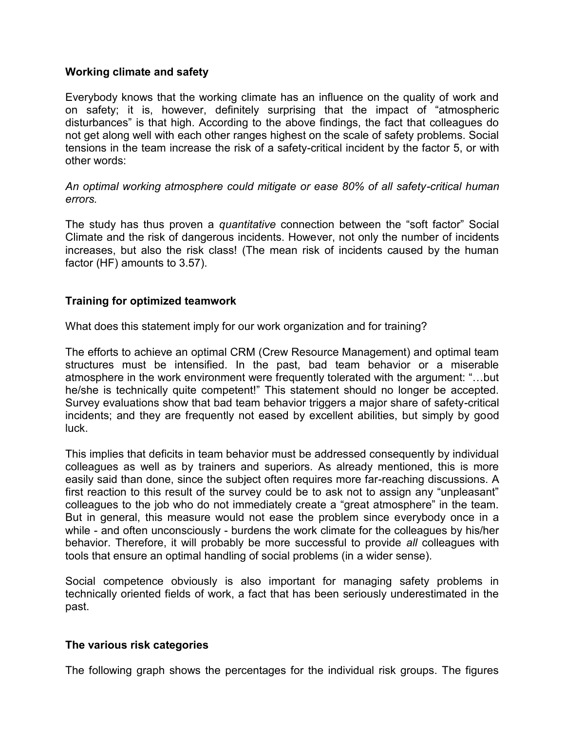**Working climate and safety**

Everybody knows that the working climate has an influence on the quality of work and on safety; it is, however, definitely surprising that the impact of "atmospheric disturbances" is that high. According to the above findings, the fact that colleagues do not get along well with each other ranges highest on the scale of safety problems. Social tensions in the team increase the risk of a safety-critical incident by the factor 5, or with other words:

*An optimal working atmosphere could mitigate or ease 80% of all safety-critical human errors.*

The study has thus proven a *quantitative* connection between the "soft factor" Social Climate and the risk of dangerous incidents. However, not only the number of incidents increases, but also the risk class! (The mean risk of incidents caused by the human factor (HF) amounts to 3.57).

**Training for optimized teamwork**

What does this statement imply for our work organization and for training?

The efforts to achieve an optimal CRM (Crew Resource Management) and optimal team structures must be intensified. In the past, bad team behavior or a miserable atmosphere in the work environment were frequently tolerated with the argument: "…but he/she is technically quite competent!" This statement should no longer be accepted. Survey evaluations show that bad team behavior triggers a major share of safety-critical incidents; and they are frequently not eased by excellent abilities, but simply by good luck.

This implies that deficits in team behavior must be addressed consequently by individual colleagues as well as by trainers and superiors. As already mentioned, this is more easily said than done, since the subject often requires more far-reaching discussions. A first reaction to this result of the survey could be to ask not to assign any "unpleasant" colleagues to the job who do not immediately create a "great atmosphere" in the team. But in general, this measure would not ease the problem since everybody once in a while - and often unconsciously - burdens the work climate for the colleagues by his/her behavior. Therefore, it will probably be more successful to provide *all* colleagues with tools that ensure an optimal handling of social problems (in a wider sense).

Social competence obviously is also important for managing safety problems in technically oriented fields of work, a fact that has been seriously underestimated in the past.

**The various risk categories**

The following graph shows the percentages for the individual risk groups. The figures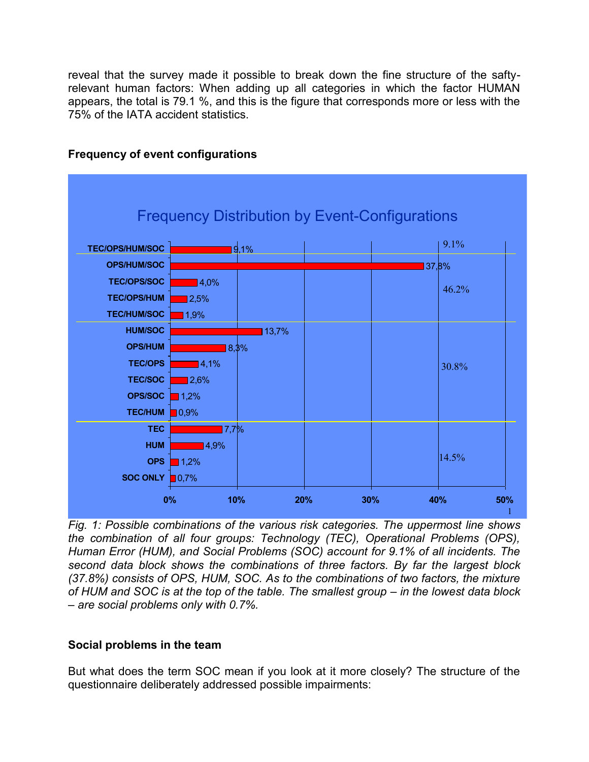reveal that the survey made it possible to break down the fine structure of the safty-relevant human factors: When adding up all categories in which the factor HUMAN appears, the total is 79.1 %, and this is the figure that corresponds more or less with the 75% of the IATA accident statistics.

### Frequency of event configurations

**Frequency Distribution by Event-Configurations**

| Configuration | Frequency | Group total |
|---|---|---|
| TEC/OPS/HUM/SOC | 9,1% | 9.1% |
| OPS/HUM/SOC | 37,8% | 46.2% |
| TEC/OPS/SOC | 4,0% | |
| TEC/OPS/HUM | 2,5% | |
| TEC/HUM/SOC | 1,9% | |
| HUM/SOC | 13,7% | 30.8% |
| OPS/HUM | 8,3% | |
| TEC/OPS | 4,1% | |
| TEC/SOC | 2,6% | |
| OPS/SOC | 1,2% | |
| TEC/HUM | 0,9% | |
| TEC | 7,7% | 14.5% |
| HUM | 4,9% | |
| OPS | 1,2% | |
| SOC ONLY | 0,7% | |

*Fig. 1: Possible combinations of the various risk categories. The uppermost line shows the combination of all four groups: Technology (TEC), Operational Problems (OPS), Human Error (HUM), and Social Problems (SOC) account for 9.1% of all incidents. The second data block shows the combinations of three factors. By far the largest block (37.8%) consists of OPS, HUM, SOC. As to the combinations of two factors, the mixture of HUM and SOC is at the top of the table. The smallest group – in the lowest data block – are social problems only with 0.7%.*

### Social problems in the team

But what does the term SOC mean if you look at it more closely? The structure of the questionnaire deliberately addressed possible impairments: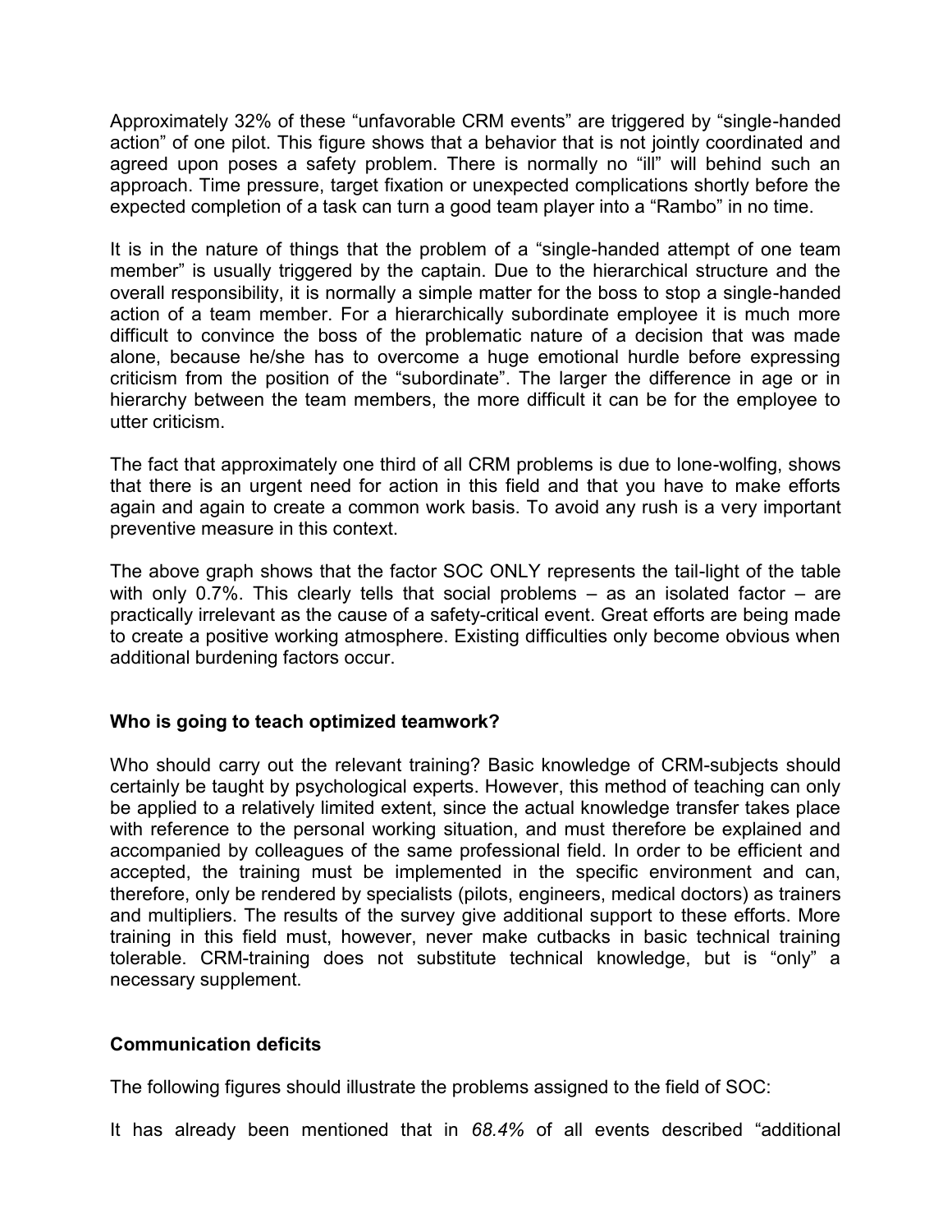Approximately 32% of these "unfavorable CRM events" are triggered by "single-handed action" of one pilot. This figure shows that a behavior that is not jointly coordinated and agreed upon poses a safety problem. There is normally no "ill" will behind such an approach. Time pressure, target fixation or unexpected complications shortly before the expected completion of a task can turn a good team player into a "Rambo" in no time.

It is in the nature of things that the problem of a "single-handed attempt of one team member" is usually triggered by the captain. Due to the hierarchical structure and the overall responsibility, it is normally a simple matter for the boss to stop a single-handed action of a team member. For a hierarchically subordinate employee it is much more difficult to convince the boss of the problematic nature of a decision that was made alone, because he/she has to overcome a huge emotional hurdle before expressing criticism from the position of the "subordinate". The larger the difference in age or in hierarchy between the team members, the more difficult it can be for the employee to utter criticism.

The fact that approximately one third of all CRM problems is due to lone-wolfing, shows that there is an urgent need for action in this field and that you have to make efforts again and again to create a common work basis. To avoid any rush is a very important preventive measure in this context.

The above graph shows that the factor SOC ONLY represents the tail-light of the table with only 0.7%. This clearly tells that social problems – as an isolated factor – are practically irrelevant as the cause of a safety-critical event. Great efforts are being made to create a positive working atmosphere. Existing difficulties only become obvious when additional burdening factors occur.

### Who is going to teach optimized teamwork?

Who should carry out the relevant training? Basic knowledge of CRM-subjects should certainly be taught by psychological experts. However, this method of teaching can only be applied to a relatively limited extent, since the actual knowledge transfer takes place with reference to the personal working situation, and must therefore be explained and accompanied by colleagues of the same professional field. In order to be efficient and accepted, the training must be implemented in the specific environment and can, therefore, only be rendered by specialists (pilots, engineers, medical doctors) as trainers and multipliers. The results of the survey give additional support to these efforts. More training in this field must, however, never make cutbacks in basic technical training tolerable. CRM-training does not substitute technical knowledge, but is "only" a necessary supplement.

### Communication deficits

The following figures should illustrate the problems assigned to the field of SOC:

It has already been mentioned that in *68.4%* of all events described "additional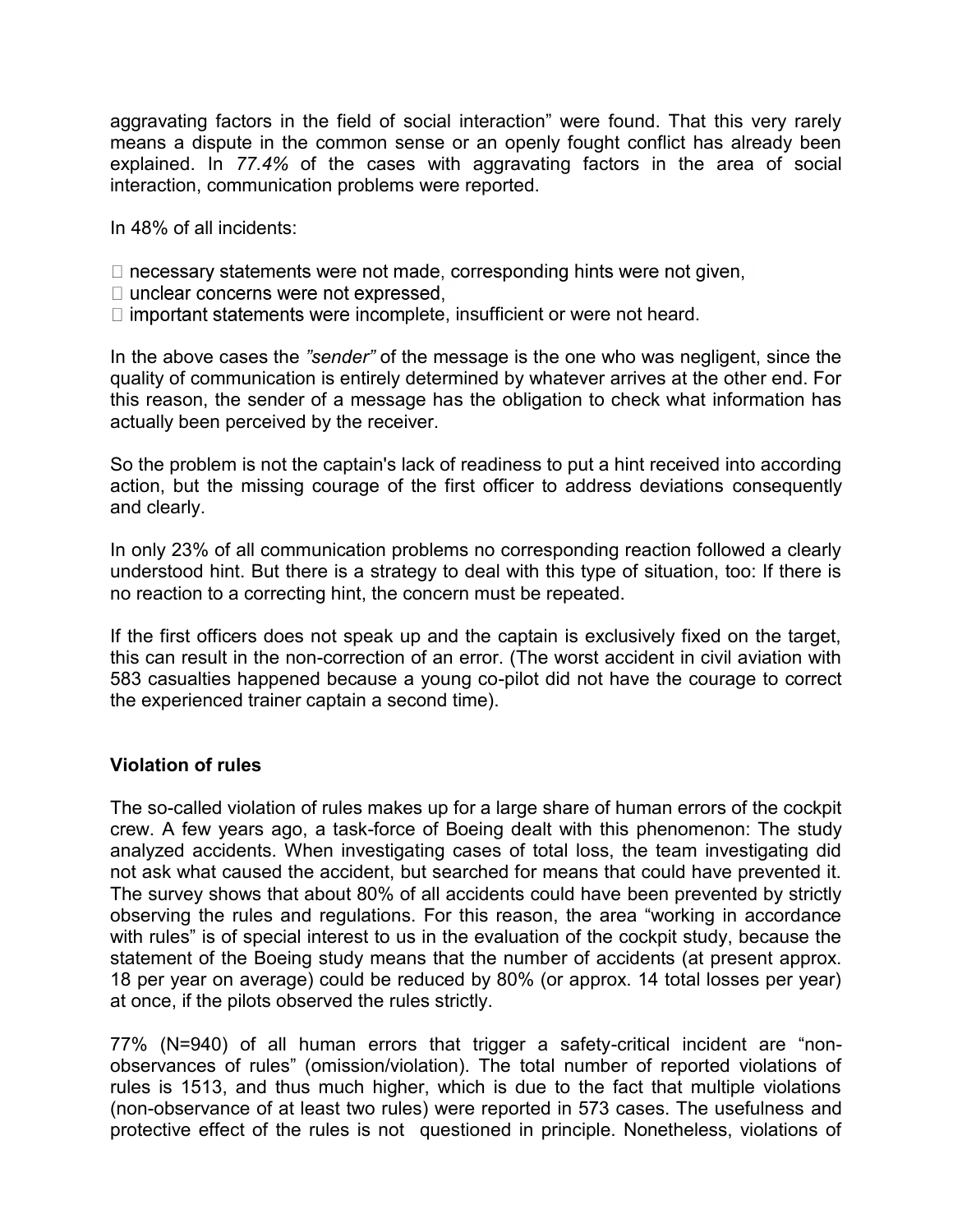aggravating factors in the field of social interaction" were found. That this very rarely means a dispute in the common sense or an openly fought conflict has already been explained. In *77.4%* of the cases with aggravating factors in the area of social interaction, communication problems were reported.

In 48% of all incidents:

- necessary statements were not made, corresponding hints were not given,
- unclear concerns were not expressed,
- important statements were incomplete, insufficient or were not heard.

In the above cases the *"sender"* of the message is the one who was negligent, since the quality of communication is entirely determined by whatever arrives at the other end. For this reason, the sender of a message has the obligation to check what information has actually been perceived by the receiver.

So the problem is not the captain's lack of readiness to put a hint received into according action, but the missing courage of the first officer to address deviations consequently and clearly.

In only 23% of all communication problems no corresponding reaction followed a clearly understood hint. But there is a strategy to deal with this type of situation, too: If there is no reaction to a correcting hint, the concern must be repeated.

If the first officers does not speak up and the captain is exclusively fixed on the target, this can result in the non-correction of an error. (The worst accident in civil aviation with 583 casualties happened because a young co-pilot did not have the courage to correct the experienced trainer captain a second time).

**Violation of rules**

The so-called violation of rules makes up for a large share of human errors of the cockpit crew. A few years ago, a task-force of Boeing dealt with this phenomenon: The study analyzed accidents. When investigating cases of total loss, the team investigating did not ask what caused the accident, but searched for means that could have prevented it. The survey shows that about 80% of all accidents could have been prevented by strictly observing the rules and regulations. For this reason, the area "working in accordance with rules" is of special interest to us in the evaluation of the cockpit study, because the statement of the Boeing study means that the number of accidents (at present approx. 18 per year on average) could be reduced by 80% (or approx. 14 total losses per year) at once, if the pilots observed the rules strictly.

77% (N=940) of all human errors that trigger a safety-critical incident are "non-observances of rules" (omission/violation). The total number of reported violations of rules is 1513, and thus much higher, which is due to the fact that multiple violations (non-observance of at least two rules) were reported in 573 cases. The usefulness and protective effect of the rules is not questioned in principle. Nonetheless, violations of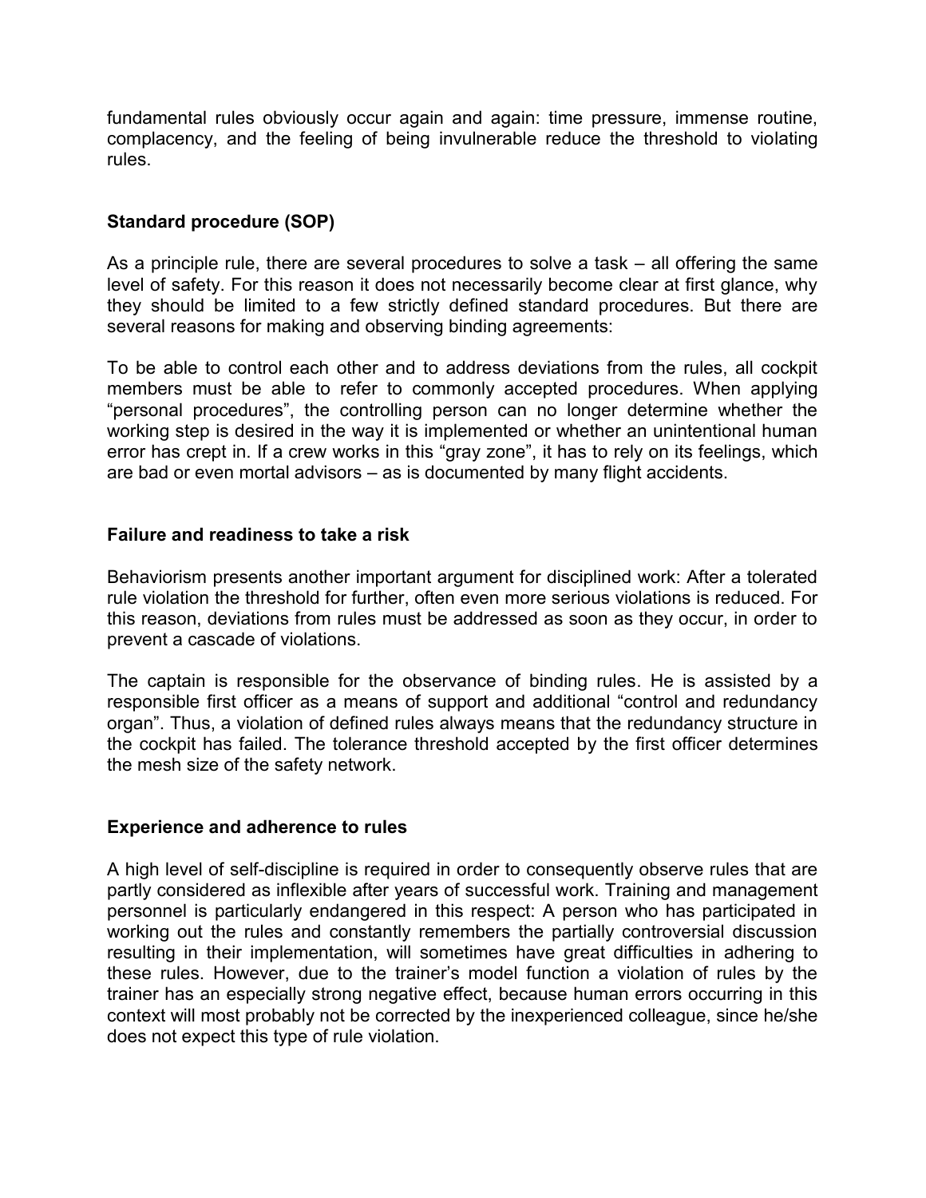fundamental rules obviously occur again and again: time pressure, immense routine, complacency, and the feeling of being invulnerable reduce the threshold to violating rules.

**Standard procedure (SOP)**

As a principle rule, there are several procedures to solve a task – all offering the same level of safety. For this reason it does not necessarily become clear at first glance, why they should be limited to a few strictly defined standard procedures. But there are several reasons for making and observing binding agreements:

To be able to control each other and to address deviations from the rules, all cockpit members must be able to refer to commonly accepted procedures. When applying "personal procedures", the controlling person can no longer determine whether the working step is desired in the way it is implemented or whether an unintentional human error has crept in. If a crew works in this "gray zone", it has to rely on its feelings, which are bad or even mortal advisors – as is documented by many flight accidents.

**Failure and readiness to take a risk**

Behaviorism presents another important argument for disciplined work: After a tolerated rule violation the threshold for further, often even more serious violations is reduced. For this reason, deviations from rules must be addressed as soon as they occur, in order to prevent a cascade of violations.

The captain is responsible for the observance of binding rules. He is assisted by a responsible first officer as a means of support and additional "control and redundancy organ". Thus, a violation of defined rules always means that the redundancy structure in the cockpit has failed. The tolerance threshold accepted by the first officer determines the mesh size of the safety network.

**Experience and adherence to rules**

A high level of self-discipline is required in order to consequently observe rules that are partly considered as inflexible after years of successful work. Training and management personnel is particularly endangered in this respect: A person who has participated in working out the rules and constantly remembers the partially controversial discussion resulting in their implementation, will sometimes have great difficulties in adhering to these rules. However, due to the trainer's model function a violation of rules by the trainer has an especially strong negative effect, because human errors occurring in this context will most probably not be corrected by the inexperienced colleague, since he/she does not expect this type of rule violation.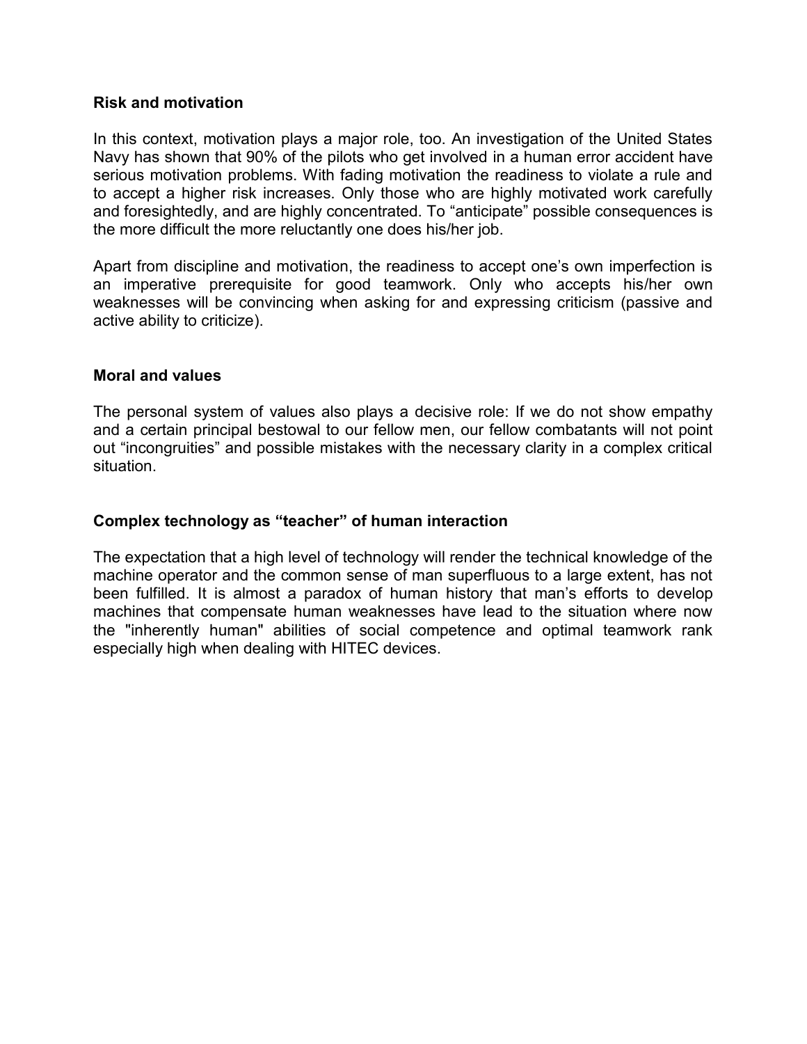### Risk and motivation

In this context, motivation plays a major role, too. An investigation of the United States Navy has shown that 90% of the pilots who get involved in a human error accident have serious motivation problems. With fading motivation the readiness to violate a rule and to accept a higher risk increases. Only those who are highly motivated work carefully and foresightedly, and are highly concentrated. To “anticipate” possible consequences is the more difficult the more reluctantly one does his/her job.

Apart from discipline and motivation, the readiness to accept one’s own imperfection is an imperative prerequisite for good teamwork. Only who accepts his/her own weaknesses will be convincing when asking for and expressing criticism (passive and active ability to criticize).

### Moral and values

The personal system of values also plays a decisive role: If we do not show empathy and a certain principal bestowal to our fellow men, our fellow combatants will not point out “incongruities” and possible mistakes with the necessary clarity in a complex critical situation.

### Complex technology as “teacher” of human interaction

The expectation that a high level of technology will render the technical knowledge of the machine operator and the common sense of man superfluous to a large extent, has not been fulfilled. It is almost a paradox of human history that man’s efforts to develop machines that compensate human weaknesses have lead to the situation where now the "inherently human" abilities of social competence and optimal teamwork rank especially high when dealing with HITEC devices.